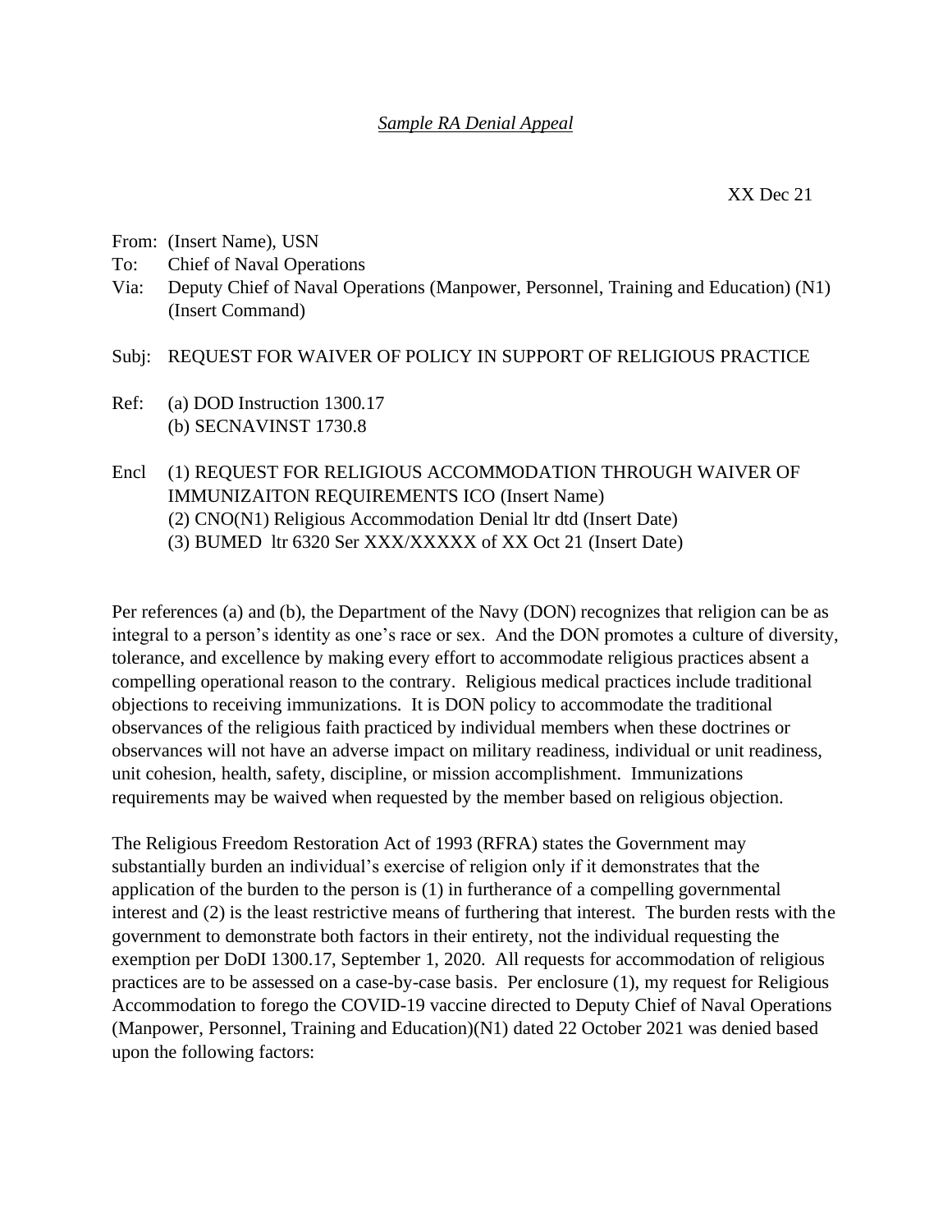*Sample RA Denial Appeal*

XX Dec 21

From: (Insert Name), USN
To: Chief of Naval Operations
Via: Deputy Chief of Naval Operations (Manpower, Personnel, Training and Education) (N1)
(Insert Command)

Subj: REQUEST FOR WAIVER OF POLICY IN SUPPORT OF RELIGIOUS PRACTICE

Ref: (a) DOD Instruction 1300.17
(b) SECNAVINST 1730.8

Encl (1) REQUEST FOR RELIGIOUS ACCOMMODATION THROUGH WAIVER OF IMMUNIZAITON REQUIREMENTS ICO (Insert Name)
(2) CNO(N1) Religious Accommodation Denial ltr dtd (Insert Date)
(3) BUMED ltr 6320 Ser XXX/XXXXX of XX Oct 21 (Insert Date)

Per references (a) and (b), the Department of the Navy (DON) recognizes that religion can be as integral to a person's identity as one's race or sex. And the DON promotes a culture of diversity, tolerance, and excellence by making every effort to accommodate religious practices absent a compelling operational reason to the contrary. Religious medical practices include traditional objections to receiving immunizations. It is DON policy to accommodate the traditional observances of the religious faith practiced by individual members when these doctrines or observances will not have an adverse impact on military readiness, individual or unit readiness, unit cohesion, health, safety, discipline, or mission accomplishment. Immunizations requirements may be waived when requested by the member based on religious objection.

The Religious Freedom Restoration Act of 1993 (RFRA) states the Government may substantially burden an individual's exercise of religion only if it demonstrates that the application of the burden to the person is (1) in furtherance of a compelling governmental interest and (2) is the least restrictive means of furthering that interest. The burden rests with the government to demonstrate both factors in their entirety, not the individual requesting the exemption per DoDI 1300.17, September 1, 2020. All requests for accommodation of religious practices are to be assessed on a case-by-case basis. Per enclosure (1), my request for Religious Accommodation to forego the COVID-19 vaccine directed to Deputy Chief of Naval Operations (Manpower, Personnel, Training and Education)(N1) dated 22 October 2021 was denied based upon the following factors: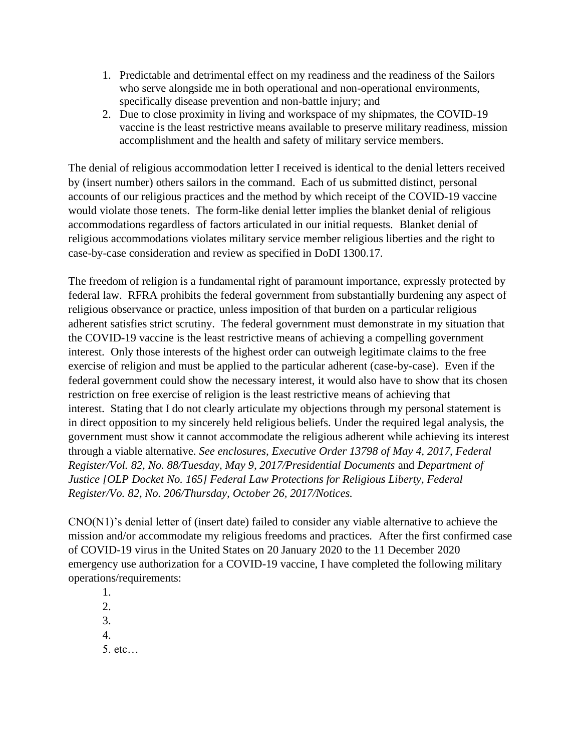1. Predictable and detrimental effect on my readiness and the readiness of the Sailors who serve alongside me in both operational and non-operational environments, specifically disease prevention and non-battle injury; and
2. Due to close proximity in living and workspace of my shipmates, the COVID-19 vaccine is the least restrictive means available to preserve military readiness, mission accomplishment and the health and safety of military service members.

The denial of religious accommodation letter I received is identical to the denial letters received by (insert number) others sailors in the command. Each of us submitted distinct, personal accounts of our religious practices and the method by which receipt of the COVID-19 vaccine would violate those tenets. The form-like denial letter implies the blanket denial of religious accommodations regardless of factors articulated in our initial requests. Blanket denial of religious accommodations violates military service member religious liberties and the right to case-by-case consideration and review as specified in DoDI 1300.17.

The freedom of religion is a fundamental right of paramount importance, expressly protected by federal law. RFRA prohibits the federal government from substantially burdening any aspect of religious observance or practice, unless imposition of that burden on a particular religious adherent satisfies strict scrutiny. The federal government must demonstrate in my situation that the COVID-19 vaccine is the least restrictive means of achieving a compelling government interest. Only those interests of the highest order can outweigh legitimate claims to the free exercise of religion and must be applied to the particular adherent (case-by-case). Even if the federal government could show the necessary interest, it would also have to show that its chosen restriction on free exercise of religion is the least restrictive means of achieving that interest. Stating that I do not clearly articulate my objections through my personal statement is in direct opposition to my sincerely held religious beliefs. Under the required legal analysis, the government must show it cannot accommodate the religious adherent while achieving its interest through a viable alternative. *See enclosures, Executive Order 13798 of May 4, 2017, Federal Register/Vol. 82, No. 88/Tuesday, May 9, 2017/Presidential Documents* and *Department of Justice [OLP Docket No. 165] Federal Law Protections for Religious Liberty, Federal Register/Vo. 82, No. 206/Thursday, October 26, 2017/Notices.*

CNO(N1)'s denial letter of (insert date) failed to consider any viable alternative to achieve the mission and/or accommodate my religious freedoms and practices. After the first confirmed case of COVID-19 virus in the United States on 20 January 2020 to the 11 December 2020 emergency use authorization for a COVID-19 vaccine, I have completed the following military operations/requirements:

1.
2.
3.
4.
5. etc…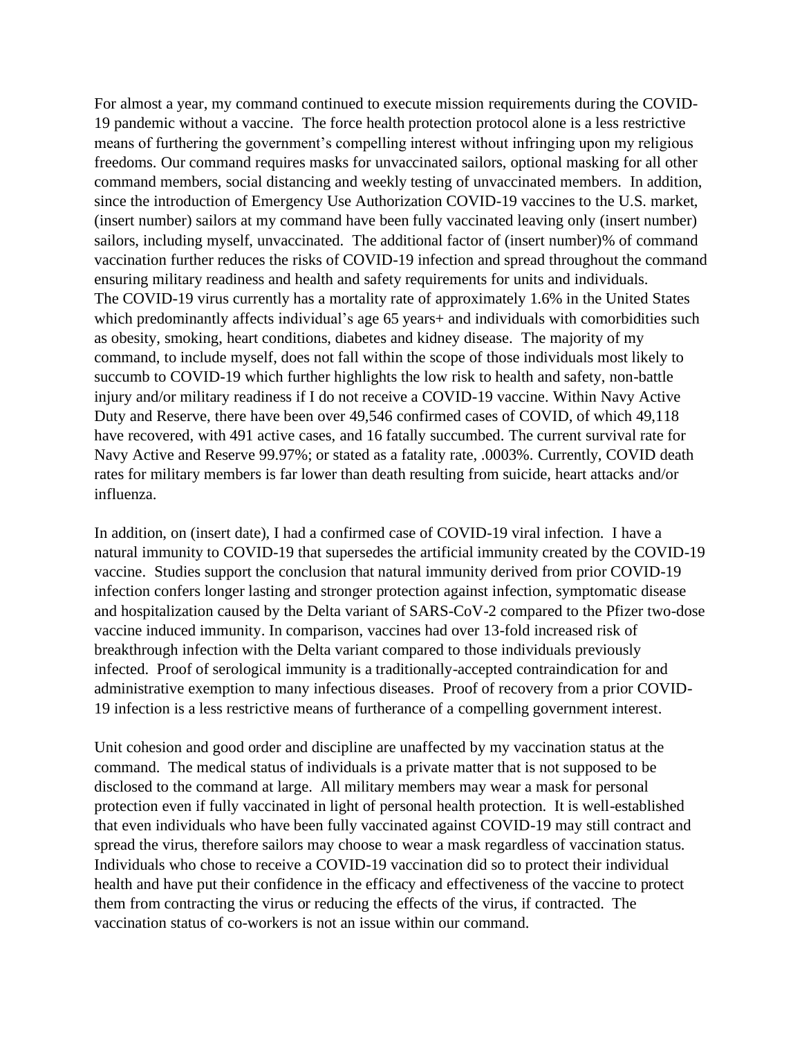For almost a year, my command continued to execute mission requirements during the COVID-19 pandemic without a vaccine. The force health protection protocol alone is a less restrictive means of furthering the government's compelling interest without infringing upon my religious freedoms. Our command requires masks for unvaccinated sailors, optional masking for all other command members, social distancing and weekly testing of unvaccinated members. In addition, since the introduction of Emergency Use Authorization COVID-19 vaccines to the U.S. market, (insert number) sailors at my command have been fully vaccinated leaving only (insert number) sailors, including myself, unvaccinated. The additional factor of (insert number)% of command vaccination further reduces the risks of COVID-19 infection and spread throughout the command ensuring military readiness and health and safety requirements for units and individuals. The COVID-19 virus currently has a mortality rate of approximately 1.6% in the United States which predominantly affects individual's age 65 years+ and individuals with comorbidities such as obesity, smoking, heart conditions, diabetes and kidney disease. The majority of my command, to include myself, does not fall within the scope of those individuals most likely to succumb to COVID-19 which further highlights the low risk to health and safety, non-battle injury and/or military readiness if I do not receive a COVID-19 vaccine. Within Navy Active Duty and Reserve, there have been over 49,546 confirmed cases of COVID, of which 49,118 have recovered, with 491 active cases, and 16 fatally succumbed. The current survival rate for Navy Active and Reserve 99.97%; or stated as a fatality rate, .0003%. Currently, COVID death rates for military members is far lower than death resulting from suicide, heart attacks and/or influenza.

In addition, on (insert date), I had a confirmed case of COVID-19 viral infection. I have a natural immunity to COVID-19 that supersedes the artificial immunity created by the COVID-19 vaccine. Studies support the conclusion that natural immunity derived from prior COVID-19 infection confers longer lasting and stronger protection against infection, symptomatic disease and hospitalization caused by the Delta variant of SARS-CoV-2 compared to the Pfizer two-dose vaccine induced immunity. In comparison, vaccines had over 13-fold increased risk of breakthrough infection with the Delta variant compared to those individuals previously infected. Proof of serological immunity is a traditionally-accepted contraindication for and administrative exemption to many infectious diseases. Proof of recovery from a prior COVID-19 infection is a less restrictive means of furtherance of a compelling government interest.

Unit cohesion and good order and discipline are unaffected by my vaccination status at the command. The medical status of individuals is a private matter that is not supposed to be disclosed to the command at large. All military members may wear a mask for personal protection even if fully vaccinated in light of personal health protection. It is well-established that even individuals who have been fully vaccinated against COVID-19 may still contract and spread the virus, therefore sailors may choose to wear a mask regardless of vaccination status. Individuals who chose to receive a COVID-19 vaccination did so to protect their individual health and have put their confidence in the efficacy and effectiveness of the vaccine to protect them from contracting the virus or reducing the effects of the virus, if contracted. The vaccination status of co-workers is not an issue within our command.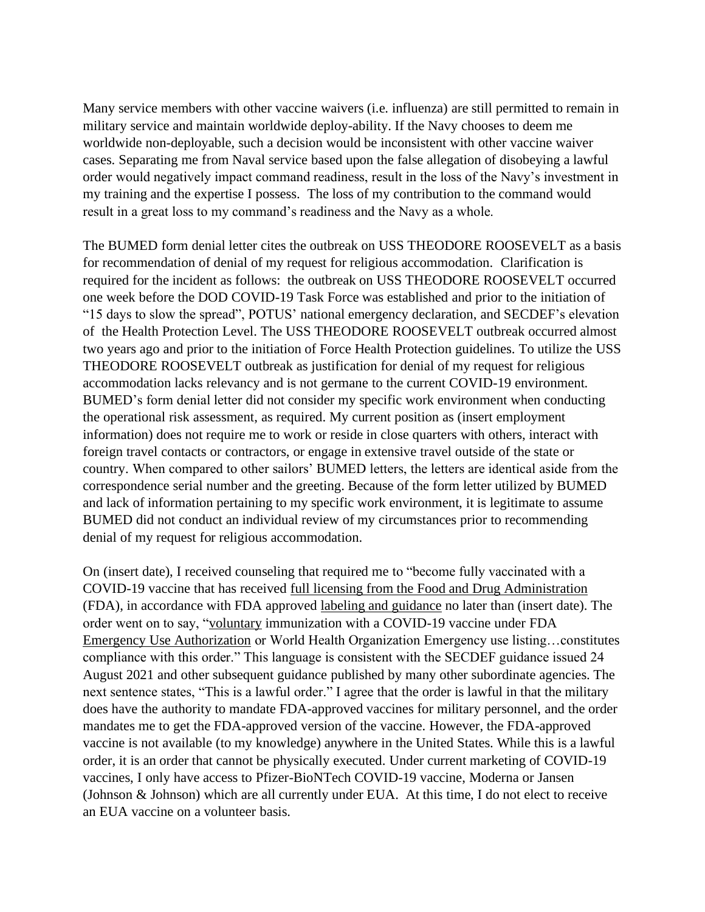Many service members with other vaccine waivers (i.e. influenza) are still permitted to remain in military service and maintain worldwide deploy-ability. If the Navy chooses to deem me worldwide non-deployable, such a decision would be inconsistent with other vaccine waiver cases. Separating me from Naval service based upon the false allegation of disobeying a lawful order would negatively impact command readiness, result in the loss of the Navy's investment in my training and the expertise I possess. The loss of my contribution to the command would result in a great loss to my command's readiness and the Navy as a whole.

The BUMED form denial letter cites the outbreak on USS THEODORE ROOSEVELT as a basis for recommendation of denial of my request for religious accommodation. Clarification is required for the incident as follows: the outbreak on USS THEODORE ROOSEVELT occurred one week before the DOD COVID-19 Task Force was established and prior to the initiation of "15 days to slow the spread", POTUS' national emergency declaration, and SECDEF's elevation of the Health Protection Level. The USS THEODORE ROOSEVELT outbreak occurred almost two years ago and prior to the initiation of Force Health Protection guidelines. To utilize the USS THEODORE ROOSEVELT outbreak as justification for denial of my request for religious accommodation lacks relevancy and is not germane to the current COVID-19 environment. BUMED's form denial letter did not consider my specific work environment when conducting the operational risk assessment, as required. My current position as (insert employment information) does not require me to work or reside in close quarters with others, interact with foreign travel contacts or contractors, or engage in extensive travel outside of the state or country. When compared to other sailors' BUMED letters, the letters are identical aside from the correspondence serial number and the greeting. Because of the form letter utilized by BUMED and lack of information pertaining to my specific work environment, it is legitimate to assume BUMED did not conduct an individual review of my circumstances prior to recommending denial of my request for religious accommodation.

On (insert date), I received counseling that required me to "become fully vaccinated with a COVID-19 vaccine that has received full licensing from the Food and Drug Administration (FDA), in accordance with FDA approved labeling and guidance no later than (insert date). The order went on to say, "voluntary immunization with a COVID-19 vaccine under FDA Emergency Use Authorization or World Health Organization Emergency use listing…constitutes compliance with this order." This language is consistent with the SECDEF guidance issued 24 August 2021 and other subsequent guidance published by many other subordinate agencies. The next sentence states, "This is a lawful order." I agree that the order is lawful in that the military does have the authority to mandate FDA-approved vaccines for military personnel, and the order mandates me to get the FDA-approved version of the vaccine. However, the FDA-approved vaccine is not available (to my knowledge) anywhere in the United States. While this is a lawful order, it is an order that cannot be physically executed. Under current marketing of COVID-19 vaccines, I only have access to Pfizer-BioNTech COVID-19 vaccine, Moderna or Jansen (Johnson & Johnson) which are all currently under EUA. At this time, I do not elect to receive an EUA vaccine on a volunteer basis.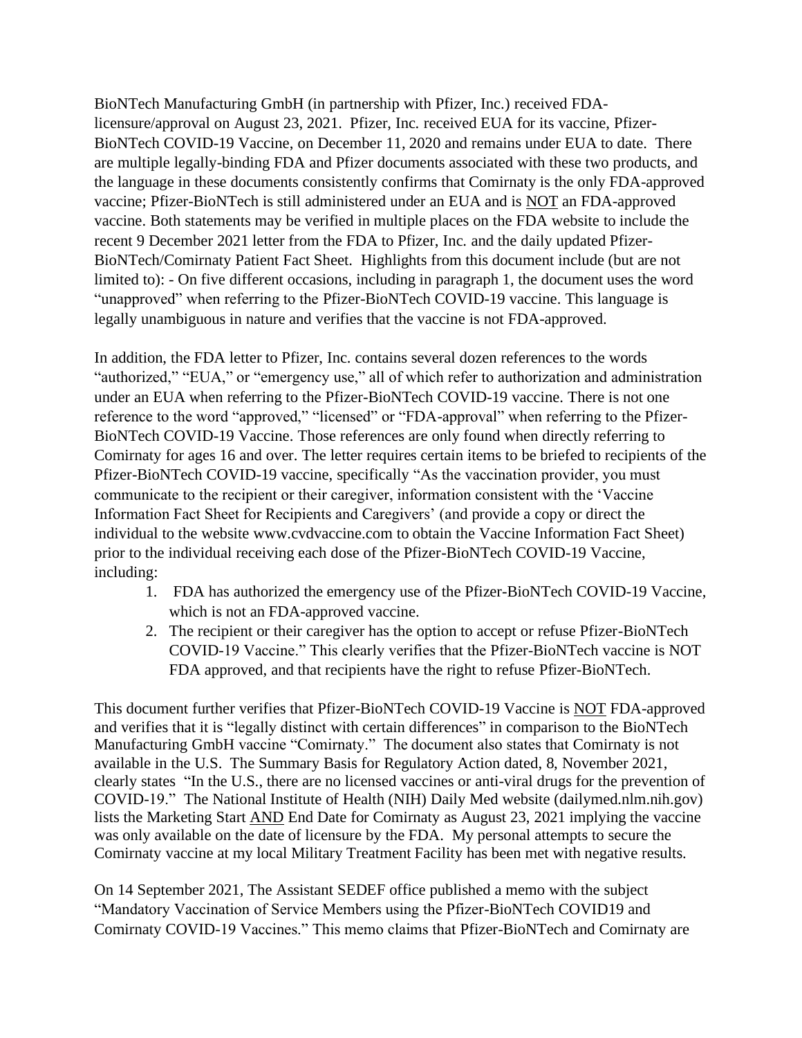BioNTech Manufacturing GmbH (in partnership with Pfizer, Inc.) received FDA-licensure/approval on August 23, 2021. Pfizer, Inc. received EUA for its vaccine, Pfizer-BioNTech COVID-19 Vaccine, on December 11, 2020 and remains under EUA to date. There are multiple legally-binding FDA and Pfizer documents associated with these two products, and the language in these documents consistently confirms that Comirnaty is the only FDA-approved vaccine; Pfizer-BioNTech is still administered under an EUA and is <u>NOT</u> an FDA-approved vaccine. Both statements may be verified in multiple places on the FDA website to include the recent 9 December 2021 letter from the FDA to Pfizer, Inc. and the daily updated Pfizer-BioNTech/Comirnaty Patient Fact Sheet. Highlights from this document include (but are not limited to): - On five different occasions, including in paragraph 1, the document uses the word "unapproved" when referring to the Pfizer-BioNTech COVID-19 vaccine. This language is legally unambiguous in nature and verifies that the vaccine is not FDA-approved.

In addition, the FDA letter to Pfizer, Inc. contains several dozen references to the words "authorized," "EUA," or "emergency use," all of which refer to authorization and administration under an EUA when referring to the Pfizer-BioNTech COVID-19 vaccine. There is not one reference to the word "approved," "licensed" or "FDA-approval" when referring to the Pfizer-BioNTech COVID-19 Vaccine. Those references are only found when directly referring to Comirnaty for ages 16 and over. The letter requires certain items to be briefed to recipients of the Pfizer-BioNTech COVID-19 vaccine, specifically "As the vaccination provider, you must communicate to the recipient or their caregiver, information consistent with the 'Vaccine Information Fact Sheet for Recipients and Caregivers' (and provide a copy or direct the individual to the website www.cvdvaccine.com to obtain the Vaccine Information Fact Sheet) prior to the individual receiving each dose of the Pfizer-BioNTech COVID-19 Vaccine, including:

1. FDA has authorized the emergency use of the Pfizer-BioNTech COVID-19 Vaccine, which is not an FDA-approved vaccine.
2. The recipient or their caregiver has the option to accept or refuse Pfizer-BioNTech COVID-19 Vaccine." This clearly verifies that the Pfizer-BioNTech vaccine is NOT FDA approved, and that recipients have the right to refuse Pfizer-BioNTech.

This document further verifies that Pfizer-BioNTech COVID-19 Vaccine is <u>NOT</u> FDA-approved and verifies that it is "legally distinct with certain differences" in comparison to the BioNTech Manufacturing GmbH vaccine "Comirnaty." The document also states that Comirnaty is not available in the U.S. The Summary Basis for Regulatory Action dated, 8, November 2021, clearly states "In the U.S., there are no licensed vaccines or anti-viral drugs for the prevention of COVID-19." The National Institute of Health (NIH) Daily Med website (dailymed.nlm.nih.gov) lists the Marketing Start <u>AND</u> End Date for Comirnaty as August 23, 2021 implying the vaccine was only available on the date of licensure by the FDA. My personal attempts to secure the Comirnaty vaccine at my local Military Treatment Facility has been met with negative results.

On 14 September 2021, The Assistant SEDEF office published a memo with the subject "Mandatory Vaccination of Service Members using the Pfizer-BioNTech COVID19 and Comirnaty COVID-19 Vaccines." This memo claims that Pfizer-BioNTech and Comirnaty are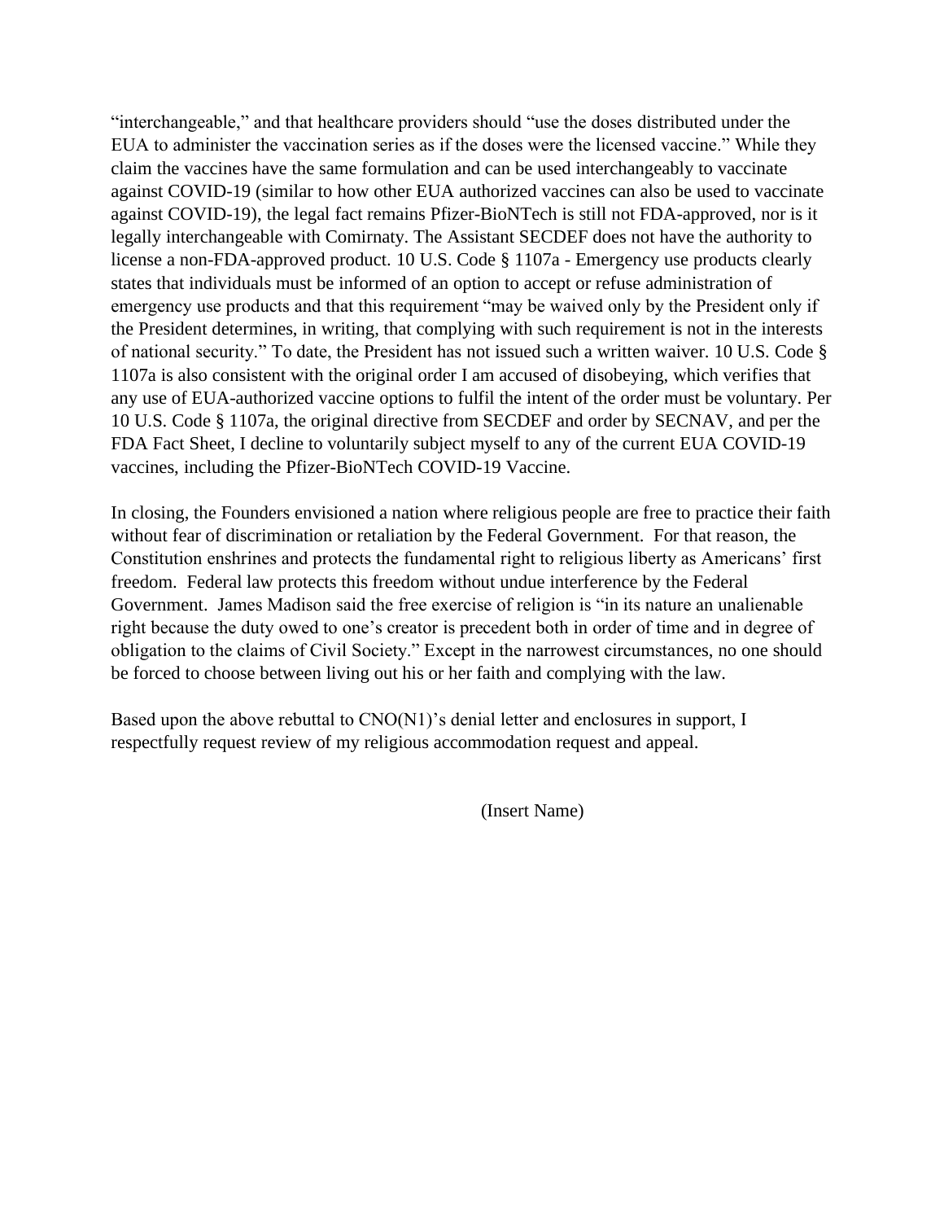"interchangeable," and that healthcare providers should "use the doses distributed under the EUA to administer the vaccination series as if the doses were the licensed vaccine." While they claim the vaccines have the same formulation and can be used interchangeably to vaccinate against COVID-19 (similar to how other EUA authorized vaccines can also be used to vaccinate against COVID-19), the legal fact remains Pfizer-BioNTech is still not FDA-approved, nor is it legally interchangeable with Comirnaty. The Assistant SECDEF does not have the authority to license a non-FDA-approved product. 10 U.S. Code § 1107a - Emergency use products clearly states that individuals must be informed of an option to accept or refuse administration of emergency use products and that this requirement "may be waived only by the President only if the President determines, in writing, that complying with such requirement is not in the interests of national security." To date, the President has not issued such a written waiver. 10 U.S. Code § 1107a is also consistent with the original order I am accused of disobeying, which verifies that any use of EUA-authorized vaccine options to fulfil the intent of the order must be voluntary. Per 10 U.S. Code § 1107a, the original directive from SECDEF and order by SECNAV, and per the FDA Fact Sheet, I decline to voluntarily subject myself to any of the current EUA COVID-19 vaccines, including the Pfizer-BioNTech COVID-19 Vaccine.

In closing, the Founders envisioned a nation where religious people are free to practice their faith without fear of discrimination or retaliation by the Federal Government. For that reason, the Constitution enshrines and protects the fundamental right to religious liberty as Americans' first freedom. Federal law protects this freedom without undue interference by the Federal Government. James Madison said the free exercise of religion is "in its nature an unalienable right because the duty owed to one's creator is precedent both in order of time and in degree of obligation to the claims of Civil Society." Except in the narrowest circumstances, no one should be forced to choose between living out his or her faith and complying with the law.

Based upon the above rebuttal to CNO(N1)'s denial letter and enclosures in support, I respectfully request review of my religious accommodation request and appeal.

(Insert Name)